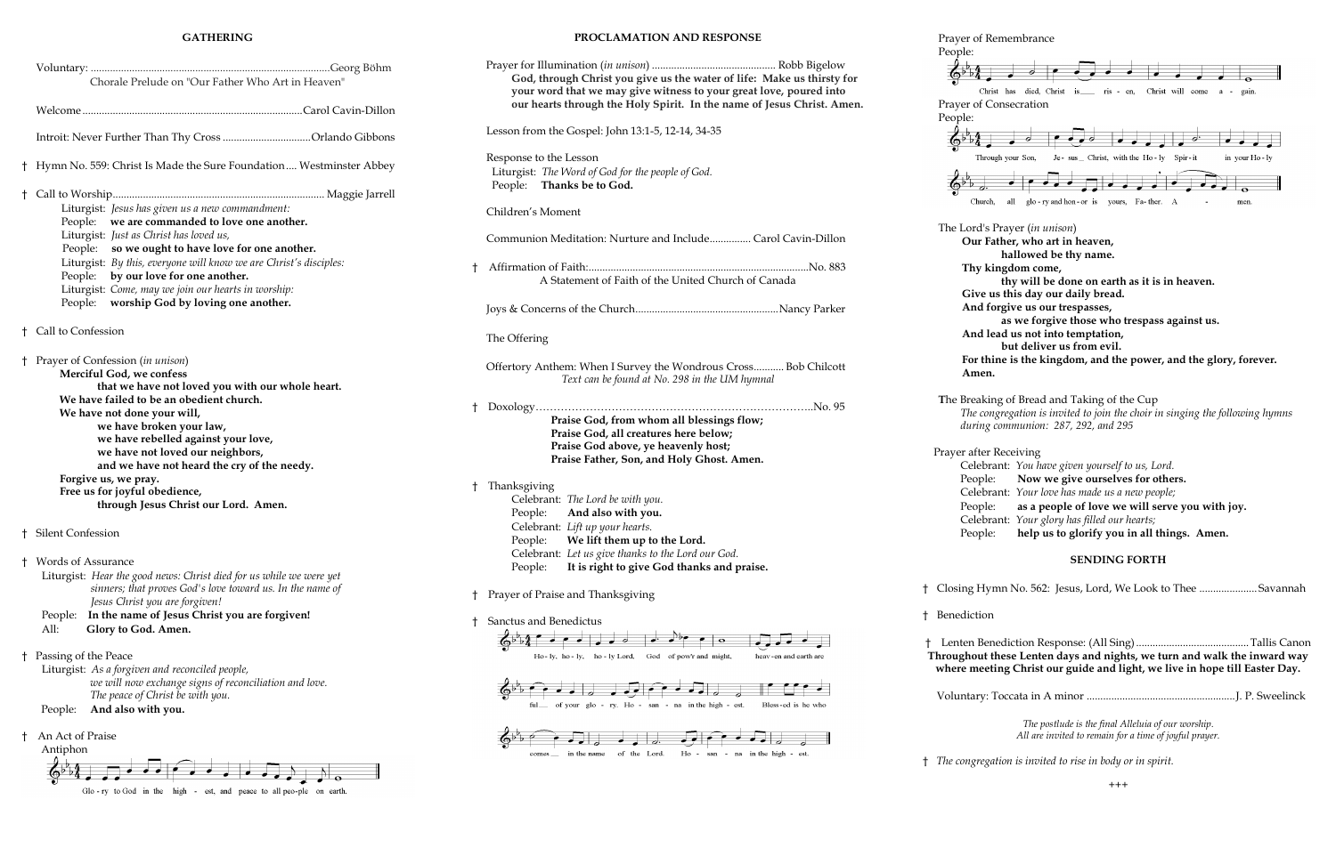## GATHERING

Voluntary: ......................................................................................Georg Böhm
Chorale Prelude on "Our Father Who Art in Heaven"

Welcome ................................................................................Carol Cavin-Dillon

Introit: Never Further Than Thy Cross ................................Orlando Gibbons

† Hymn No. 559: Christ Is Made the Sure Foundation .... Westminster Abbey

† Call to Worship............................................................................ Maggie Jarrell

Liturgist: *Jesus has given us a new commandment:*
People: **we are commanded to love one another.**
Liturgist: *Just as Christ has loved us,*
People: **so we ought to have love for one another.**
Liturgist: *By this, everyone will know we are Christ's disciples:*
People: **by our love for one another.**
Liturgist: *Come, may we join our hearts in worship:*
People: **worship God by loving one another.**

† Call to Confession

† Prayer of Confession (*in unison*)

**Merciful God, we confess**
**that we have not loved you with our whole heart.**
**We have failed to be an obedient church.**
**We have not done your will,**
**we have broken your law,**
**we have rebelled against your love,**
**we have not loved our neighbors,**
**and we have not heard the cry of the needy.**
**Forgive us, we pray.**
**Free us for joyful obedience,**
**through Jesus Christ our Lord. Amen.**

† Silent Confession

† Words of Assurance

Liturgist: *Hear the good news: Christ died for us while we were yet sinners; that proves God's love toward us. In the name of Jesus Christ you are forgiven!*
People: **In the name of Jesus Christ you are forgiven!**
All: **Glory to God. Amen.**

† Passing of the Peace

Liturgist: *As a forgiven and reconciled people, we will now exchange signs of reconciliation and love. The peace of Christ be with you.*
People: **And also with you.**

† An Act of Praise

Antiphon

Glo - ry to God in the high - est, and peace to all peo-ple on earth.

## PROCLAMATION AND RESPONSE

Prayer for Illumination (*in unison*) ............................................. Robb Bigelow
**God, through Christ you give us the water of life: Make us thirsty for your word that we may give witness to your great love, poured into our hearts through the Holy Spirit. In the name of Jesus Christ. Amen.**

Lesson from the Gospel: John 13:1-5, 12-14, 34-35

Response to the Lesson
Liturgist: *The Word of God for the people of God.*
People: **Thanks be to God.**

Children's Moment

Communion Meditation: Nurture and Include............... Carol Cavin-Dillon

† Affirmation of Faith:................................................................................No. 883
A Statement of Faith of the United Church of Canada

Joys & Concerns of the Church...................................................Nancy Parker

The Offering

Offertory Anthem: When I Survey the Wondrous Cross........... Bob Chilcott
*Text can be found at No. 298 in the UM hymnal*

† Doxology……………………………………………………………..No. 95

**Praise God, from whom all blessings flow;**
**Praise God, all creatures here below;**
**Praise God above, ye heavenly host;**
**Praise Father, Son, and Holy Ghost. Amen.**

† Thanksgiving

Celebrant: *The Lord be with you.*
People: **And also with you.**
Celebrant: *Lift up your hearts.*
People: **We lift them up to the Lord.**
Celebrant: *Let us give thanks to the Lord our God.*
People: **It is right to give God thanks and praise.**

† Prayer of Praise and Thanksgiving

† Sanctus and Benedictus

Ho - ly, ho - ly, ho - ly Lord, God of pow'r and might, heav - en and earth are ful__ of your glo - ry. Ho - san - na in the high - est. Bless - ed is he who comes__ in the name of the Lord. Ho - san - na in the high - est.

Prayer of Remembrance
People:

Christ has died, Christ is__ ris - en, Christ will come a - gain.

Prayer of Consecration
People:

Through your Son, Je - sus_ Christ, with the Ho - ly Spir - it in your Ho - ly Church, all glo - ry and hon - or is yours, Fa - ther. A - men.

The Lord's Prayer (*in unison*)

**Our Father, who art in heaven,**
**hallowed be thy name.**
**Thy kingdom come,**
**thy will be done on earth as it is in heaven.**
**Give us this day our daily bread.**
**And forgive us our trespasses,**
**as we forgive those who trespass against us.**
**And lead us not into temptation,**
**but deliver us from evil.**
**For thine is the kingdom, and the power, and the glory, forever. Amen.**

The Breaking of Bread and Taking of the Cup
*The congregation is invited to join the choir in singing the following hymns during communion: 287, 292, and 295*

Prayer after Receiving

Celebrant: *You have given yourself to us, Lord.*
People: **Now we give ourselves for others.**
Celebrant: *Your love has made us a new people;*
People: **as a people of love we will serve you with joy.**
Celebrant: *Your glory has filled our hearts;*
People: **help us to glorify you in all things. Amen.**

## SENDING FORTH

† Closing Hymn No. 562: Jesus, Lord, We Look to Thee .....................Savannah

† Benediction

† Lenten Benediction Response: (All Sing) .........................................Tallis Canon
**Throughout these Lenten days and nights, we turn and walk the inward way where meeting Christ our guide and light, we live in hope till Easter Day.**

Voluntary: Toccata in A minor .......................................................J. P. Sweelinck

*The postlude is the final Alleluia of our worship.*
*All are invited to remain for a time of joyful prayer.*

† *The congregation is invited to rise in body or in spirit.*

+++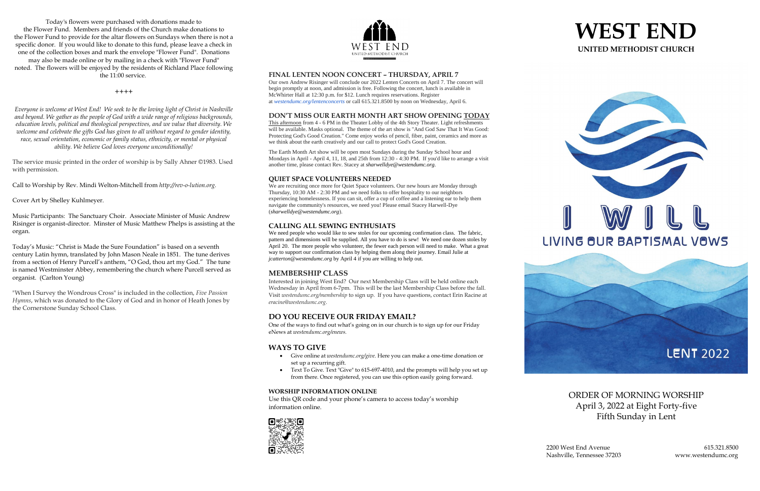Today's flowers were purchased with donations made to the Flower Fund. Members and friends of the Church make donations to the Flower Fund to provide for the altar flowers on Sundays when there is not a specific donor. If you would like to donate to this fund, please leave a check in one of the collection boxes and mark the envelope "Flower Fund". Donations may also be made online or by mailing in a check with "Flower Fund" noted. The flowers will be enjoyed by the residents of Richland Place following the 11:00 service.

++++

*Everyone is welcome at West End! We seek to be the loving light of Christ in Nashville and beyond. We gather as the people of God with a wide range of religious backgrounds, education levels, political and theological perspectives, and we value that diversity. We welcome and celebrate the gifts God has given to all without regard to gender identity, race, sexual orientation, economic or family status, ethnicity, or mental or physical ability. We believe God loves everyone unconditionally!*

The service music printed in the order of worship is by Sally Ahner ©1983. Used with permission.

Call to Worship by Rev. Mindi Welton-Mitchell from *http://rev-o-lution.org*.

Cover Art by Shelley Kuhlmeyer.

Music Participants: The Sanctuary Choir. Associate Minister of Music Andrew Risinger is organist-director. Minster of Music Matthew Phelps is assisting at the organ.

Today's Music: "Christ is Made the Sure Foundation" is based on a seventh century Latin hymn, translated by John Mason Neale in 1851. The tune derives from a section of Henry Purcell's anthem, "O God, thou art my God." The tune is named Westminster Abbey, remembering the church where Purcell served as organist. (Carlton Young)

"When I Survey the Wondrous Cross" is included in the collection, *Five Passion Hymns*, which was donated to the Glory of God and in honor of Heath Jones by the Cornerstone Sunday School Class.

WEST END
UNITED METHODIST CHURCH

### FINAL LENTEN NOON CONCERT – THURSDAY, APRIL 7

Our own Andrew Risinger will conclude our 2022 Lenten Concerts on April 7. The concert will begin promptly at noon, and admission is free. Following the concert, lunch is available in McWhirter Hall at 12:30 p.m. for $12. Lunch requires reservations. Register at *westendumc.org/lentenconcerts* or call 615.321.8500 by noon on Wednesday, April 6.

### DON'T MISS OUR EARTH MONTH ART SHOW OPENING TODAY

This afternoon from 4 - 6 PM in the Theater Lobby of the 4th Story Theater. Light refreshments will be available. Masks optional. The theme of the art show is "And God Saw That It Was Good: Protecting God's Good Creation." Come enjoy works of pencil, fiber, paint, ceramics and more as we think about the earth creatively and our call to protect God's Good Creation.

The Earth Month Art show will be open most Sundays during the Sunday School hour and Mondays in April - April 4, 11, 18, and 25th from 12:30 - 4:30 PM. If you'd like to arrange a visit another time, please contact Rev. Stacey at *sharwelldye@westendumc.org*.

### QUIET SPACE VOLUNTEERS NEEDED

We are recruiting once more for Quiet Space volunteers. Our new hours are Monday through Thursday, 10:30 AM - 2:30 PM and we need folks to offer hospitality to our neighbors experiencing homelessness. If you can sit, offer a cup of coffee and a listening ear to help them navigate the community's resources, we need you! Please email Stacey Harwell-Dye (*sharwelldye@westendumc.org*).

### CALLING ALL SEWING ENTHUSIATS

We need people who would like to sew stoles for our upcoming confirmation class. The fabric, pattern and dimensions will be supplied. All you have to do is sew! We need one dozen stoles by April 20. The more people who volunteer, the fewer each person will need to make. What a great way to support our confirmation class by helping them along their journey. Email Julie at *jcatterton@westendumc.org* by April 4 if you are willing to help out.

### MEMBERSHIP CLASS

Interested in joining West End? Our next Membership Class will be held online each Wednesday in April from 6-7pm. This will be the last Membership Class before the fall. Visit *westendumc.org/membership* to sign up. If you have questions, contact Erin Racine at *eracine@westendumc.org*.

### DO YOU RECEIVE OUR FRIDAY EMAIL?

One of the ways to find out what's going on in our church is to sign up for our Friday eNews at *westendumc.org/enews.*

### WAYS TO GIVE

- Give online at *westendumc.org/give*. Here you can make a one-time donation or set up a recurring gift.
- Text To Give. Text "Give" to 615-697-4010, and the prompts will help you set up from there. Once registered, you can use this option easily going forward.

#### WORSHIP INFORMATION ONLINE

Use this QR code and your phone's camera to access today's worship information online.

# WEST END

**UNITED METHODIST CHURCH**

I WILL
LIVING OUR BAPTISMAL VOWS
LENT 2022

ORDER OF MORNING WORSHIP
April 3, 2022 at Eight Forty-five
Fifth Sunday in Lent

2200 West End Avenue
Nashville, Tennessee 37203

615.321.8500
www.westendumc.org